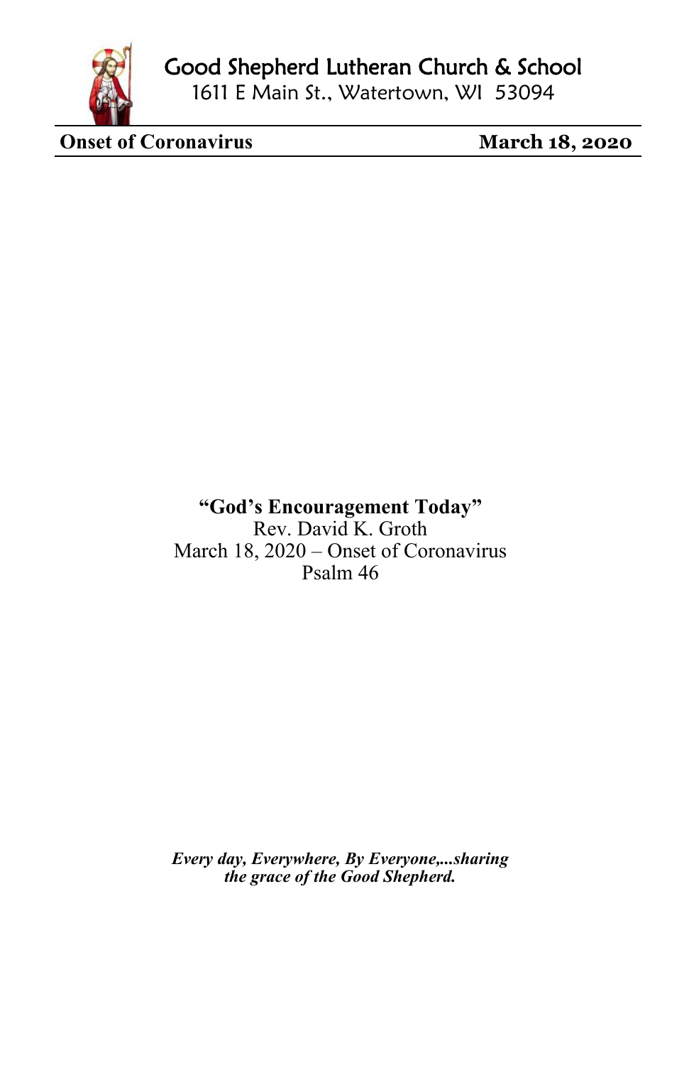Good Shepherd Lutheran Church & School
1611 E Main St., Watertown, WI 53094

**Onset of Coronavirus** **March 18, 2020**

# "God's Encouragement Today"

Rev. David K. Groth
March 18, 2020 – Onset of Coronavirus
Psalm 46

***Every day, Everywhere, By Everyone,...sharing the grace of the Good Shepherd.***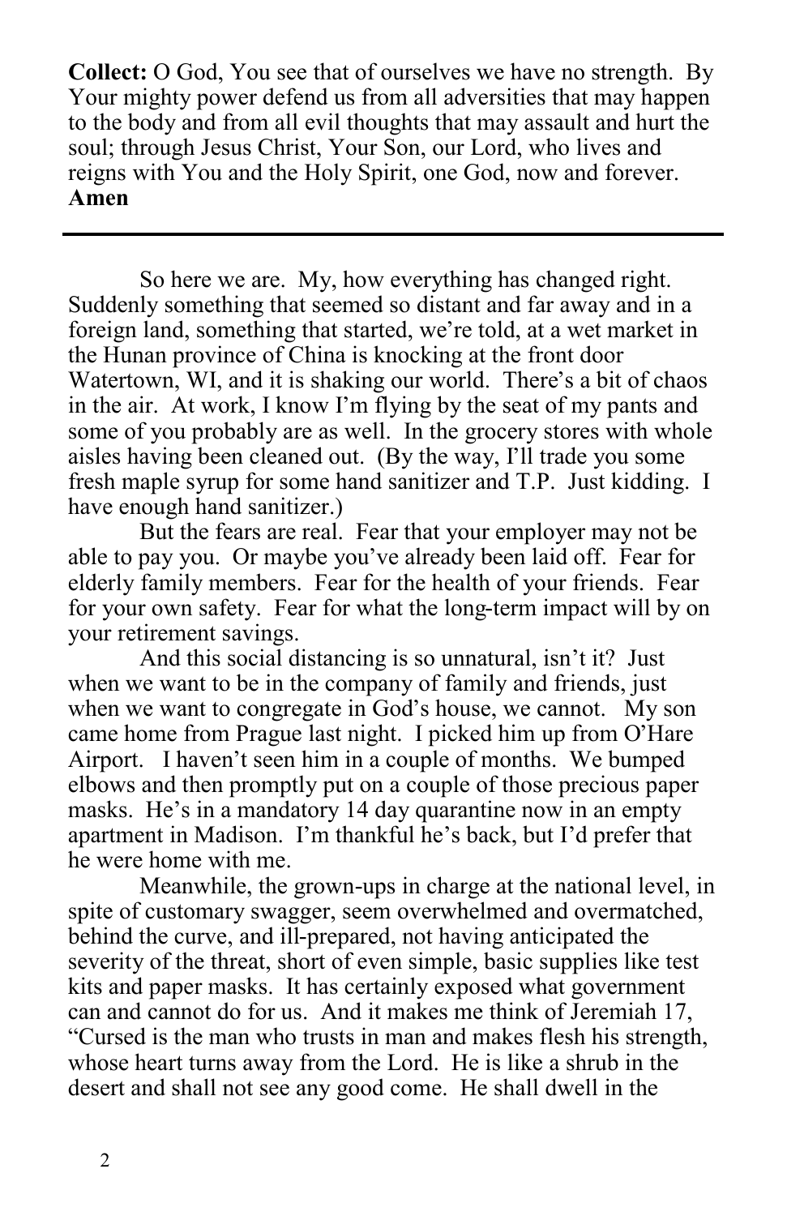**Collect:** O God, You see that of ourselves we have no strength. By Your mighty power defend us from all adversities that may happen to the body and from all evil thoughts that may assault and hurt the soul; through Jesus Christ, Your Son, our Lord, who lives and reigns with You and the Holy Spirit, one God, now and forever. **Amen**

---

So here we are. My, how everything has changed right. Suddenly something that seemed so distant and far away and in a foreign land, something that started, we're told, at a wet market in the Hunan province of China is knocking at the front door Watertown, WI, and it is shaking our world. There's a bit of chaos in the air. At work, I know I'm flying by the seat of my pants and some of you probably are as well. In the grocery stores with whole aisles having been cleaned out. (By the way, I'll trade you some fresh maple syrup for some hand sanitizer and T.P. Just kidding. I have enough hand sanitizer.)

But the fears are real. Fear that your employer may not be able to pay you. Or maybe you've already been laid off. Fear for elderly family members. Fear for the health of your friends. Fear for your own safety. Fear for what the long-term impact will by on your retirement savings.

And this social distancing is so unnatural, isn't it? Just when we want to be in the company of family and friends, just when we want to congregate in God's house, we cannot. My son came home from Prague last night. I picked him up from O'Hare Airport. I haven't seen him in a couple of months. We bumped elbows and then promptly put on a couple of those precious paper masks. He's in a mandatory 14 day quarantine now in an empty apartment in Madison. I'm thankful he's back, but I'd prefer that he were home with me.

Meanwhile, the grown-ups in charge at the national level, in spite of customary swagger, seem overwhelmed and overmatched, behind the curve, and ill-prepared, not having anticipated the severity of the threat, short of even simple, basic supplies like test kits and paper masks. It has certainly exposed what government can and cannot do for us. And it makes me think of Jeremiah 17, "Cursed is the man who trusts in man and makes flesh his strength, whose heart turns away from the Lord. He is like a shrub in the desert and shall not see any good come. He shall dwell in the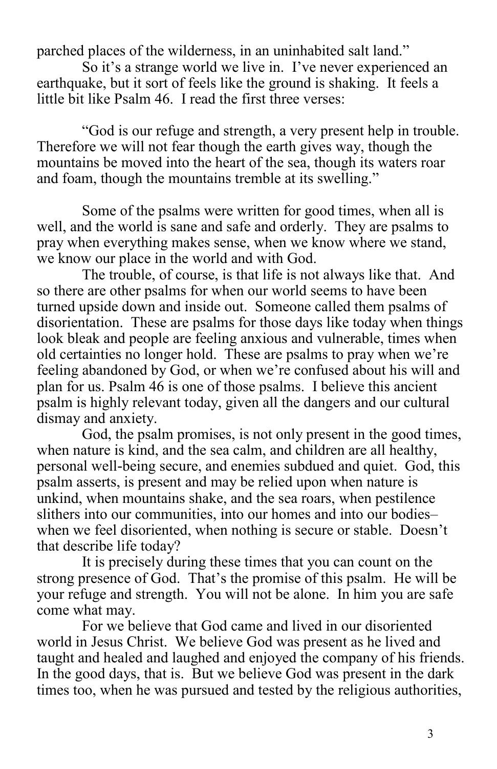parched places of the wilderness, in an uninhabited salt land."

So it's a strange world we live in. I've never experienced an earthquake, but it sort of feels like the ground is shaking. It feels a little bit like Psalm 46. I read the first three verses:

"God is our refuge and strength, a very present help in trouble. Therefore we will not fear though the earth gives way, though the mountains be moved into the heart of the sea, though its waters roar and foam, though the mountains tremble at its swelling."

Some of the psalms were written for good times, when all is well, and the world is sane and safe and orderly. They are psalms to pray when everything makes sense, when we know where we stand, we know our place in the world and with God.

The trouble, of course, is that life is not always like that. And so there are other psalms for when our world seems to have been turned upside down and inside out. Someone called them psalms of disorientation. These are psalms for those days like today when things look bleak and people are feeling anxious and vulnerable, times when old certainties no longer hold. These are psalms to pray when we're feeling abandoned by God, or when we're confused about his will and plan for us. Psalm 46 is one of those psalms. I believe this ancient psalm is highly relevant today, given all the dangers and our cultural dismay and anxiety.

God, the psalm promises, is not only present in the good times, when nature is kind, and the sea calm, and children are all healthy, personal well-being secure, and enemies subdued and quiet. God, this psalm asserts, is present and may be relied upon when nature is unkind, when mountains shake, and the sea roars, when pestilence slithers into our communities, into our homes and into our bodies– when we feel disoriented, when nothing is secure or stable. Doesn't that describe life today?

It is precisely during these times that you can count on the strong presence of God. That's the promise of this psalm. He will be your refuge and strength. You will not be alone. In him you are safe come what may.

For we believe that God came and lived in our disoriented world in Jesus Christ. We believe God was present as he lived and taught and healed and laughed and enjoyed the company of his friends. In the good days, that is. But we believe God was present in the dark times too, when he was pursued and tested by the religious authorities,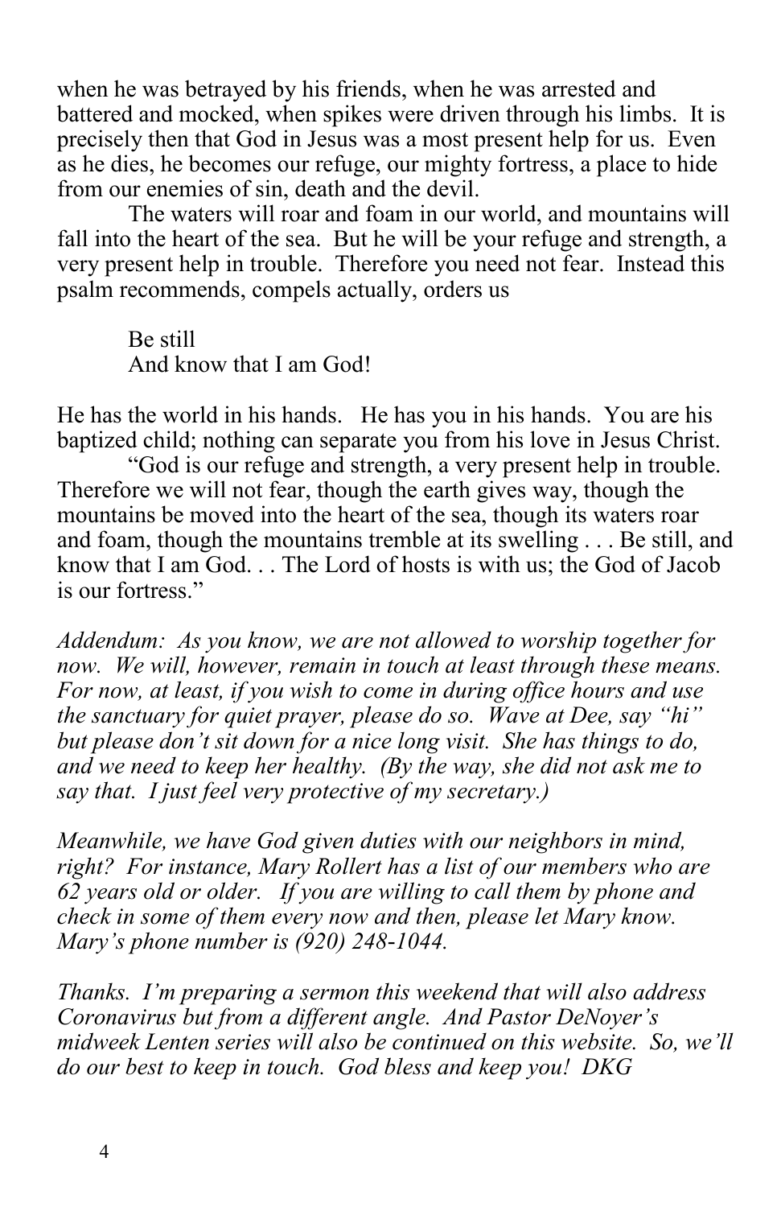when he was betrayed by his friends, when he was arrested and battered and mocked, when spikes were driven through his limbs. It is precisely then that God in Jesus was a most present help for us. Even as he dies, he becomes our refuge, our mighty fortress, a place to hide from our enemies of sin, death and the devil.

The waters will roar and foam in our world, and mountains will fall into the heart of the sea. But he will be your refuge and strength, a very present help in trouble. Therefore you need not fear. Instead this psalm recommends, compels actually, orders us

> Be still
> And know that I am God!

He has the world in his hands. He has you in his hands. You are his baptized child; nothing can separate you from his love in Jesus Christ.

"God is our refuge and strength, a very present help in trouble. Therefore we will not fear, though the earth gives way, though the mountains be moved into the heart of the sea, though its waters roar and foam, though the mountains tremble at its swelling . . . Be still, and know that I am God. . . The Lord of hosts is with us; the God of Jacob is our fortress."

*Addendum: As you know, we are not allowed to worship together for now. We will, however, remain in touch at least through these means. For now, at least, if you wish to come in during office hours and use the sanctuary for quiet prayer, please do so. Wave at Dee, say "hi" but please don't sit down for a nice long visit. She has things to do, and we need to keep her healthy. (By the way, she did not ask me to say that. I just feel very protective of my secretary.)*

*Meanwhile, we have God given duties with our neighbors in mind, right? For instance, Mary Rollert has a list of our members who are 62 years old or older. If you are willing to call them by phone and check in some of them every now and then, please let Mary know. Mary's phone number is (920) 248-1044.*

*Thanks. I'm preparing a sermon this weekend that will also address Coronavirus but from a different angle. And Pastor DeNoyer's midweek Lenten series will also be continued on this website. So, we'll do our best to keep in touch. God bless and keep you! DKG*